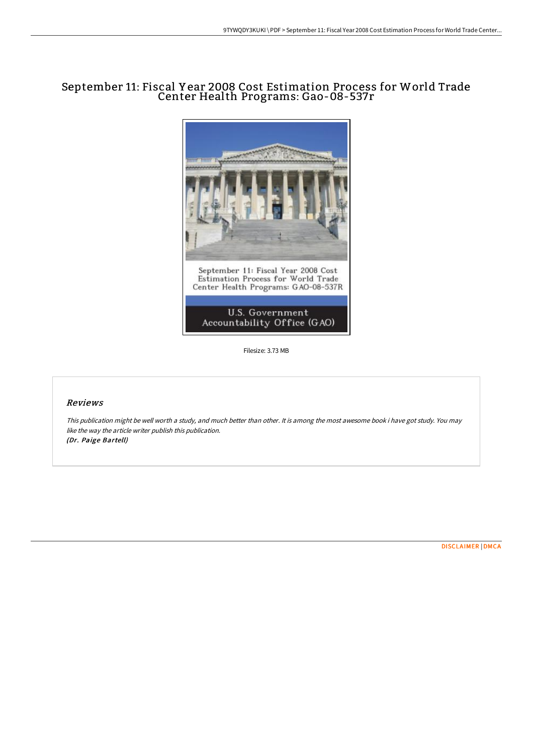# September 11: Fiscal Year 2008 Cost Estimation Process for World Trade Center Health Programs: Gao-08-537r

Filesize: 3.73 MB

## *Reviews*

*This publication might be well worth a study, and much better than other. It is among the most awesome book i have got study. You may like the way the article writer publish this publication.*
***(Dr. Paige Bartell)***

[DISCLAIMER](#) | [DMCA](#)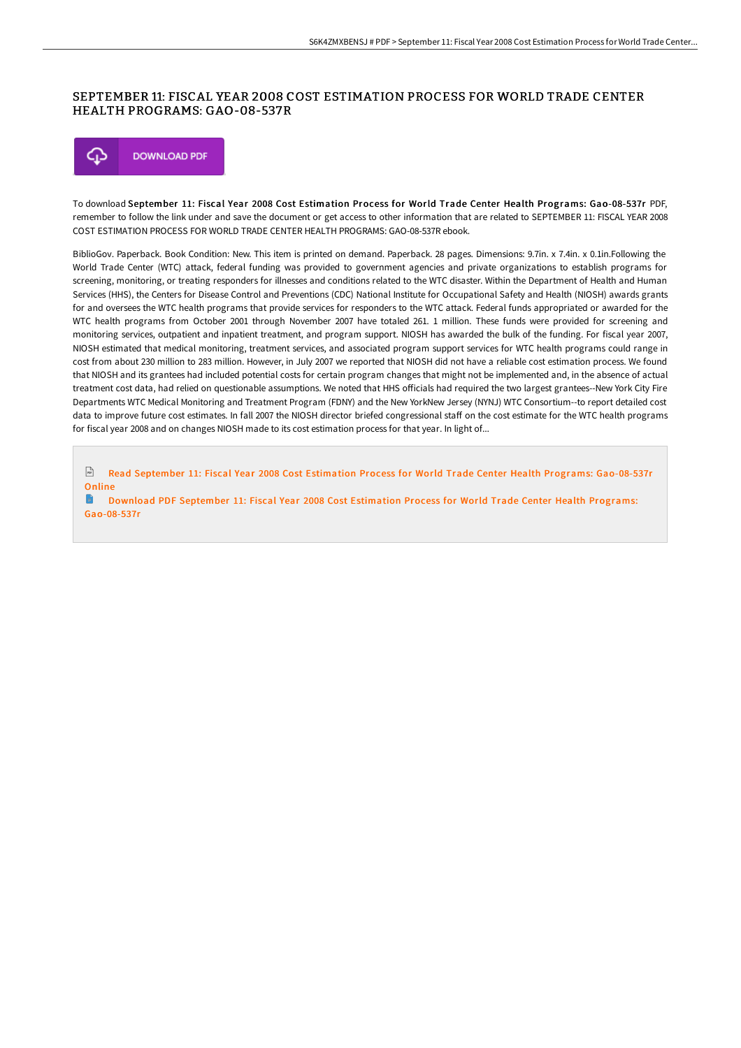# SEPTEMBER 11: FISCAL YEAR 2008 COST ESTIMATION PROCESS FOR WORLD TRADE CENTER HEALTH PROGRAMS: GAO-08-537R

DOWNLOAD PDF

To download **September 11: Fiscal Year 2008 Cost Estimation Process for World Trade Center Health Programs: Gao-08-537r** PDF, remember to follow the link under and save the document or get access to other information that are related to SEPTEMBER 11: FISCAL YEAR 2008 COST ESTIMATION PROCESS FOR WORLD TRADE CENTER HEALTH PROGRAMS: GAO-08-537R ebook.

BiblioGov. Paperback. Book Condition: New. This item is printed on demand. Paperback. 28 pages. Dimensions: 9.7in. x 7.4in. x 0.1in.Following the World Trade Center (WTC) attack, federal funding was provided to government agencies and private organizations to establish programs for screening, monitoring, or treating responders for illnesses and conditions related to the WTC disaster. Within the Department of Health and Human Services (HHS), the Centers for Disease Control and Preventions (CDC) National Institute for Occupational Safety and Health (NIOSH) awards grants for and oversees the WTC health programs that provide services for responders to the WTC attack. Federal funds appropriated or awarded for the WTC health programs from October 2001 through November 2007 have totaled 261. 1 million. These funds were provided for screening and monitoring services, outpatient and inpatient treatment, and program support. NIOSH has awarded the bulk of the funding. For fiscal year 2007, NIOSH estimated that medical monitoring, treatment services, and associated program support services for WTC health programs could range in cost from about 230 million to 283 million. However, in July 2007 we reported that NIOSH did not have a reliable cost estimation process. We found that NIOSH and its grantees had included potential costs for certain program changes that might not be implemented and, in the absence of actual treatment cost data, had relied on questionable assumptions. We noted that HHS officials had required the two largest grantees--New York City Fire Departments WTC Medical Monitoring and Treatment Program (FDNY) and the New YorkNew Jersey (NYNJ) WTC Consortium--to report detailed cost data to improve future cost estimates. In fall 2007 the NIOSH director briefed congressional staff on the cost estimate for the WTC health programs for fiscal year 2008 and on changes NIOSH made to its cost estimation process for that year. In light of...

Read September 11: Fiscal Year 2008 Cost Estimation Process for World Trade Center Health Programs: Gao-08-537r Online

Download PDF September 11: Fiscal Year 2008 Cost Estimation Process for World Trade Center Health Programs: Gao-08-537r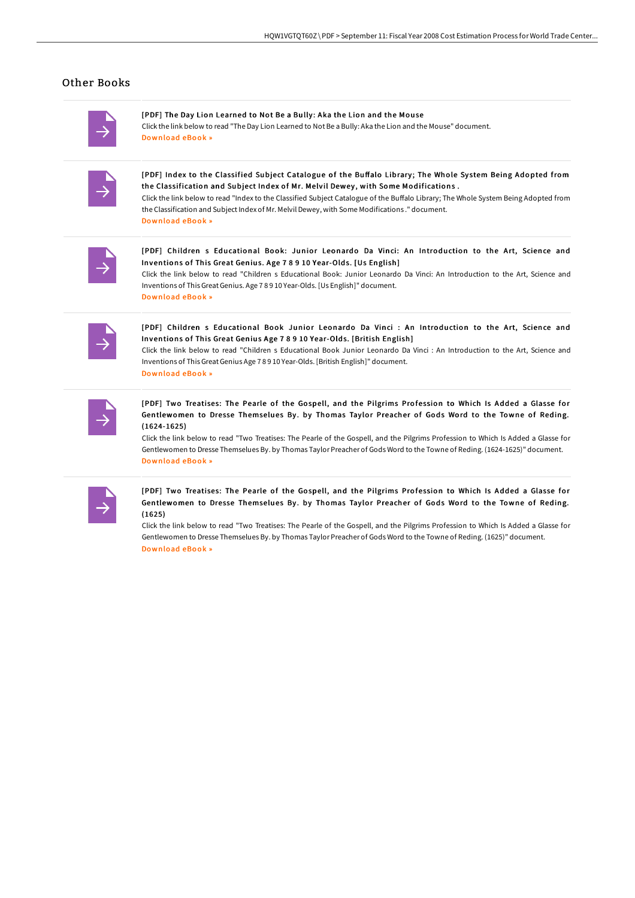## Other Books

[PDF] The Day Lion Learned to Not Be a Bully: Aka the Lion and the Mouse
Click the link below to read "The Day Lion Learned to Not Be a Bully: Aka the Lion and the Mouse" document.
Download eBook »

[PDF] Index to the Classified Subject Catalogue of the Buffalo Library; The Whole System Being Adopted from the Classification and Subject Index of Mr. Melvil Dewey, with Some Modifications .
Click the link below to read "Index to the Classified Subject Catalogue of the Buffalo Library; The Whole System Being Adopted from the Classification and Subject Index of Mr. Melvil Dewey, with Some Modifications ." document.
Download eBook »

[PDF] Children s Educational Book: Junior Leonardo Da Vinci: An Introduction to the Art, Science and Inventions of This Great Genius. Age 7 8 9 10 Year-Olds. [Us English]
Click the link below to read "Children s Educational Book: Junior Leonardo Da Vinci: An Introduction to the Art, Science and Inventions of This Great Genius. Age 7 8 9 10 Year-Olds. [Us English]" document.
Download eBook »

[PDF] Children s Educational Book Junior Leonardo Da Vinci : An Introduction to the Art, Science and Inventions of This Great Genius Age 7 8 9 10 Year-Olds. [British English]
Click the link below to read "Children s Educational Book Junior Leonardo Da Vinci : An Introduction to the Art, Science and Inventions of This Great Genius Age 7 8 9 10 Year-Olds. [British English]" document.
Download eBook »

[PDF] Two Treatises: The Pearle of the Gospell, and the Pilgrims Profession to Which Is Added a Glasse for Gentlewomen to Dresse Themselues By. by Thomas Taylor Preacher of Gods Word to the Towne of Reding. (1624-1625)
Click the link below to read "Two Treatises: The Pearle of the Gospell, and the Pilgrims Profession to Which Is Added a Glasse for Gentlewomen to Dresse Themselues By. by Thomas Taylor Preacher of Gods Word to the Towne of Reding. (1624-1625)" document.
Download eBook »

[PDF] Two Treatises: The Pearle of the Gospell, and the Pilgrims Profession to Which Is Added a Glasse for Gentlewomen to Dresse Themselues By. by Thomas Taylor Preacher of Gods Word to the Towne of Reding. (1625)
Click the link below to read "Two Treatises: The Pearle of the Gospell, and the Pilgrims Profession to Which Is Added a Glasse for Gentlewomen to Dresse Themselues By. by Thomas Taylor Preacher of Gods Word to the Towne of Reding. (1625)" document.
Download eBook »